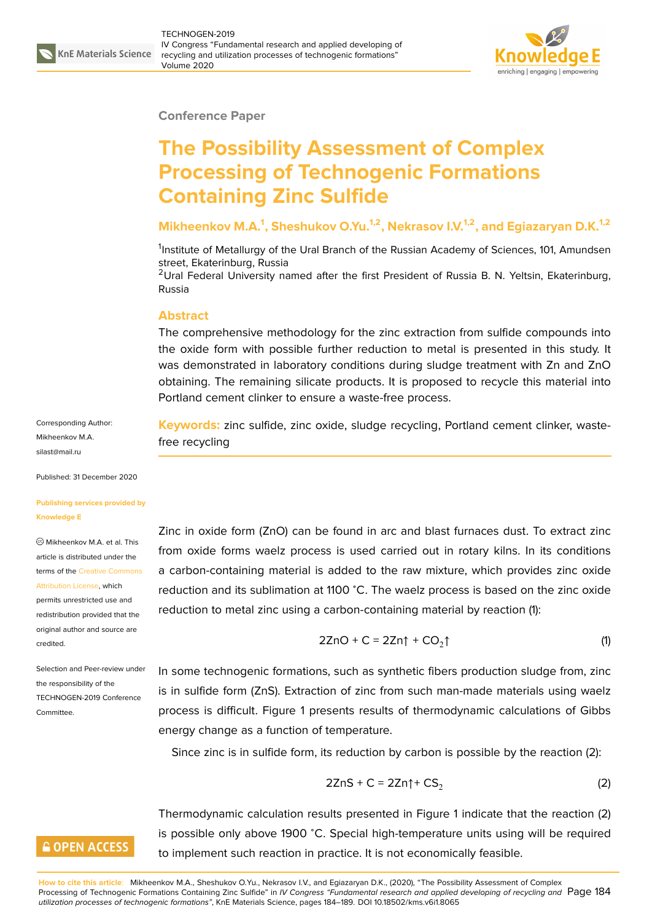Conference Paper

# The Possibility Assessment of Complex Processing of Technogenic Formations Containing Zinc Sulfide

**Mikheenkov M.A.[1], Sheshukov O.Yu.[1,2], Nekrasov I.V.[1,2], and Egiazaryan D.K.[1,2]**

[1]Institute of Metallurgy of the Ural Branch of the Russian Academy of Sciences, 101, Amundsen street, Ekaterinburg, Russia
[2]Ural Federal University named after the first President of Russia B. N. Yeltsin, Ekaterinburg, Russia

## Abstract

The comprehensive methodology for the zinc extraction from sulfide compounds into the oxide form with possible further reduction to metal is presented in this study. It was demonstrated in laboratory conditions during sludge treatment with Zn and ZnO obtaining. The remaining silicate products. It is proposed to recycle this material into Portland cement clinker to ensure a waste-free process.

**Keywords:** zinc sulfide, zinc oxide, sludge recycling, Portland cement clinker, waste-free recycling

Corresponding Author: Mikheenkov M.A. silast@mail.ru

Published: 31 December 2020

Publishing services provided by Knowledge E

Mikheenkov M.A. et al. This article is distributed under the terms of the Creative Commons Attribution License, which permits unrestricted use and redistribution provided that the original author and source are credited.

Selection and Peer-review under the responsibility of the TECHNOGEN-2019 Conference Committee.

Zinc in oxide form (ZnO) can be found in arc and blast furnaces dust. To extract zinc from oxide forms waelz process is used carried out in rotary kilns. In its conditions a carbon-containing material is added to the raw mixture, which provides zinc oxide reduction and its sublimation at 1100 °C. The waelz process is based on the zinc oxide reduction to metal zinc using a carbon-containing material by reaction (1):

$$2ZnO + C = 2Zn\uparrow + CO_2\uparrow \quad (1)$$

In some technogenic formations, such as synthetic fibers production sludge from, zinc is in sulfide form (ZnS). Extraction of zinc from such man-made materials using waelz process is difficult. Figure 1 presents results of thermodynamic calculations of Gibbs energy change as a function of temperature.

Since zinc is in sulfide form, its reduction by carbon is possible by the reaction (2):

$$2ZnS + C = 2Zn\uparrow + CS_2 \quad (2)$$

Thermodynamic calculation results presented in Figure 1 indicate that the reaction (2) is possible only above 1900 °C. Special high-temperature units using will be required to implement such reaction in practice. It is not economically feasible.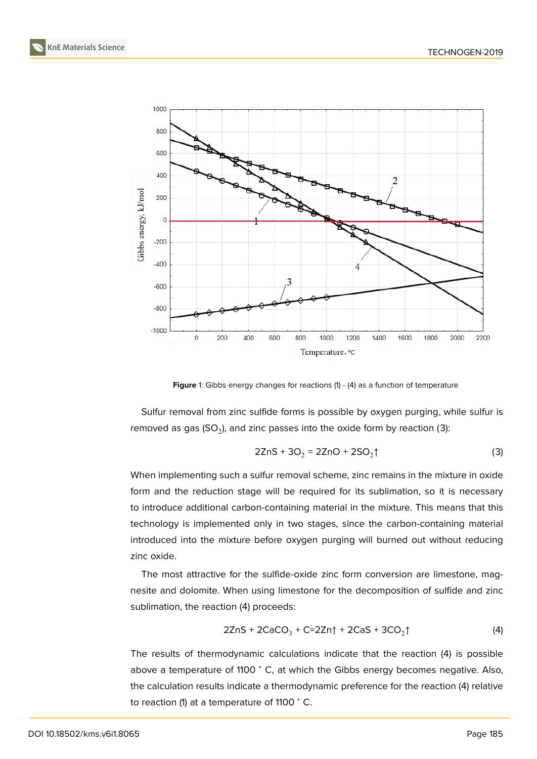Figure 1: Gibbs energy changes for reactions (1) - (4) as a function of temperature

Sulfur removal from zinc sulfide forms is possible by oxygen purging, while sulfur is removed as gas ($SO_2$), and zinc passes into the oxide form by reaction (3):

$$2ZnS + 3O_2 = 2ZnO + 2SO_2\uparrow \tag{3}$$

When implementing such a sulfur removal scheme, zinc remains in the mixture in oxide form and the reduction stage will be required for its sublimation, so it is necessary to introduce additional carbon-containing material in the mixture. This means that this technology is implemented only in two stages, since the carbon-containing material introduced into the mixture before oxygen purging will burned out without reducing zinc oxide.

The most attractive for the sulfide-oxide zinc form conversion are limestone, magnesite and dolomite. When using limestone for the decomposition of sulfide and zinc sublimation, the reaction (4) proceeds:

$$2ZnS + 2CaCO_3 + C = 2Zn\uparrow + 2CaS + 3CO_2\uparrow \tag{4}$$

The results of thermodynamic calculations indicate that the reaction (4) is possible above a temperature of 1100 ˚ C, at which the Gibbs energy becomes negative. Also, the calculation results indicate a thermodynamic preference for the reaction (4) relative to reaction (1) at a temperature of 1100 ˚ C.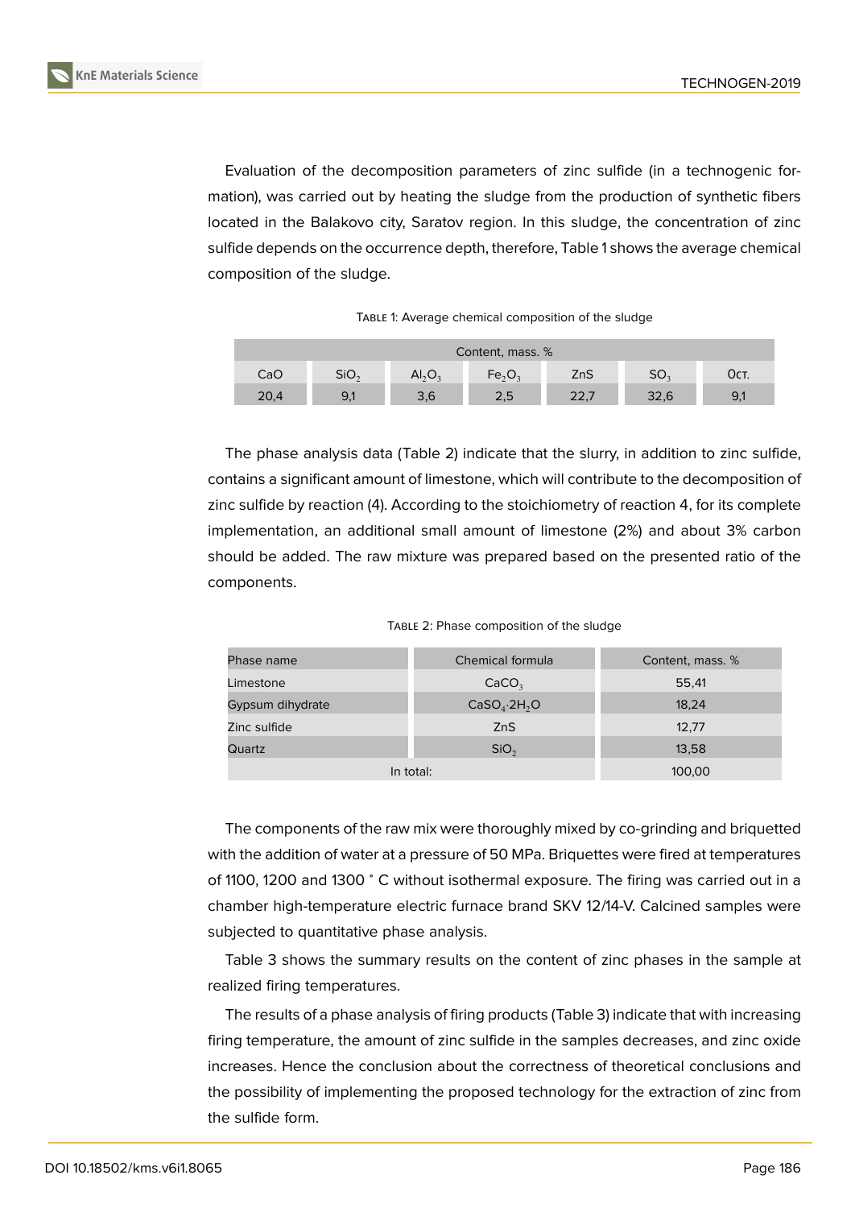Evaluation of the decomposition parameters of zinc sulfide (in a technogenic formation), was carried out by heating the sludge from the production of synthetic fibers located in the Balakovo city, Saratov region. In this sludge, the concentration of zinc sulfide depends on the occurrence depth, therefore, Table 1 shows the average chemical composition of the sludge.

Table 1: Average chemical composition of the sludge

| Content, mass. % | | | | | | |
|---|---|---|---|---|---|---|
| CaO | $SiO_2$ | $Al_2O_3$ | $Fe_2O_3$ | ZnS | $SO_3$ | Ост. |
| 20,4 | 9,1 | 3,6 | 2,5 | 22,7 | 32,6 | 9,1 |

The phase analysis data (Table 2) indicate that the slurry, in addition to zinc sulfide, contains a significant amount of limestone, which will contribute to the decomposition of zinc sulfide by reaction (4). According to the stoichiometry of reaction 4, for its complete implementation, an additional small amount of limestone (2%) and about 3% carbon should be added. The raw mixture was prepared based on the presented ratio of the components.

Table 2: Phase composition of the sludge

| Phase name | Chemical formula | Content, mass. % |
|---|---|---|
| Limestone | $CaCO_3$ | 55,41 |
| Gypsum dihydrate | $CaSO_4 \cdot 2H_2O$ | 18,24 |
| Zinc sulfide | ZnS | 12,77 |
| Quartz | $SiO_2$ | 13,58 |
| In total: | | 100,00 |

The components of the raw mix were thoroughly mixed by co-grinding and briquetted with the addition of water at a pressure of 50 MPa. Briquettes were fired at temperatures of 1100, 1200 and 1300 ° C without isothermal exposure. The firing was carried out in a chamber high-temperature electric furnace brand SKV 12/14-V. Calcined samples were subjected to quantitative phase analysis.

Table 3 shows the summary results on the content of zinc phases in the sample at realized firing temperatures.

The results of a phase analysis of firing products (Table 3) indicate that with increasing firing temperature, the amount of zinc sulfide in the samples decreases, and zinc oxide increases. Hence the conclusion about the correctness of theoretical conclusions and the possibility of implementing the proposed technology for the extraction of zinc from the sulfide form.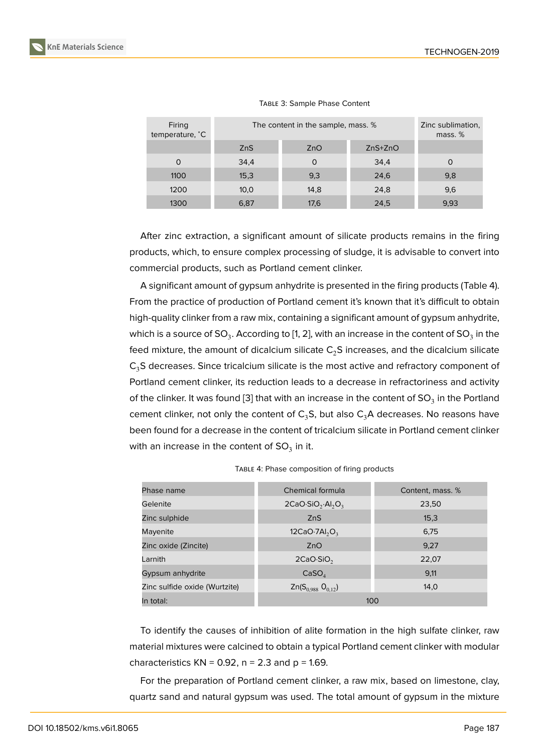Table 3: Sample Phase Content

| Firing temperature, °C | The content in the sample, mass. % | | | Zinc sublimation, mass. % |
|---|---|---|---|---|
| | ZnS | ZnO | ZnS+ZnO | |
| 0 | 34,4 | 0 | 34,4 | 0 |
| 1100 | 15,3 | 9,3 | 24,6 | 9,8 |
| 1200 | 10,0 | 14,8 | 24,8 | 9,6 |
| 1300 | 6,87 | 17,6 | 24,5 | 9,93 |

After zinc extraction, a significant amount of silicate products remains in the firing products, which, to ensure complex processing of sludge, it is advisable to convert into commercial products, such as Portland cement clinker.

A significant amount of gypsum anhydrite is presented in the firing products (Table 4). From the practice of production of Portland cement it's known that it's difficult to obtain high-quality clinker from a raw mix, containing a significant amount of gypsum anhydrite, which is a source of $SO_3$. According to [1, 2], with an increase in the content of $SO_3$ in the feed mixture, the amount of dicalcium silicate $C_2S$ increases, and the dicalcium silicate $C_3S$ decreases. Since tricalcium silicate is the most active and refractory component of Portland cement clinker, its reduction leads to a decrease in refractoriness and activity of the clinker. It was found [3] that with an increase in the content of $SO_3$ in the Portland cement clinker, not only the content of $C_3S$, but also $C_3A$ decreases. No reasons have been found for a decrease in the content of tricalcium silicate in Portland cement clinker with an increase in the content of $SO_3$ in it.

Table 4: Phase composition of firing products

| Phase name | Chemical formula | Content, mass. % |
|---|---|---|
| Gelenite | $2CaO{\cdot}SiO_2{\cdot}Al_2O_3$ | 23,50 |
| Zinc sulphide | $ZnS$ | 15,3 |
| Mayenite | $12CaO{\cdot}7Al_2O_3$ | 6,75 |
| Zinc oxide (Zincite) | $ZnO$ | 9,27 |
| Larnith | $2CaO{\cdot}SiO_2$ | 22,07 |
| Gypsum anhydrite | $CaSO_4$ | 9,11 |
| Zinc sulfide oxide (Wurtzite) | $Zn(S_{0,988}\ O_{0,12})$ | 14,0 |
| In total: | 100 | |

To identify the causes of inhibition of alite formation in the high sulfate clinker, raw material mixtures were calcined to obtain a typical Portland cement clinker with modular characteristics KN = 0.92, n = 2.3 and p = 1.69.

For the preparation of Portland cement clinker, a raw mix, based on limestone, clay, quartz sand and natural gypsum was used. The total amount of gypsum in the mixture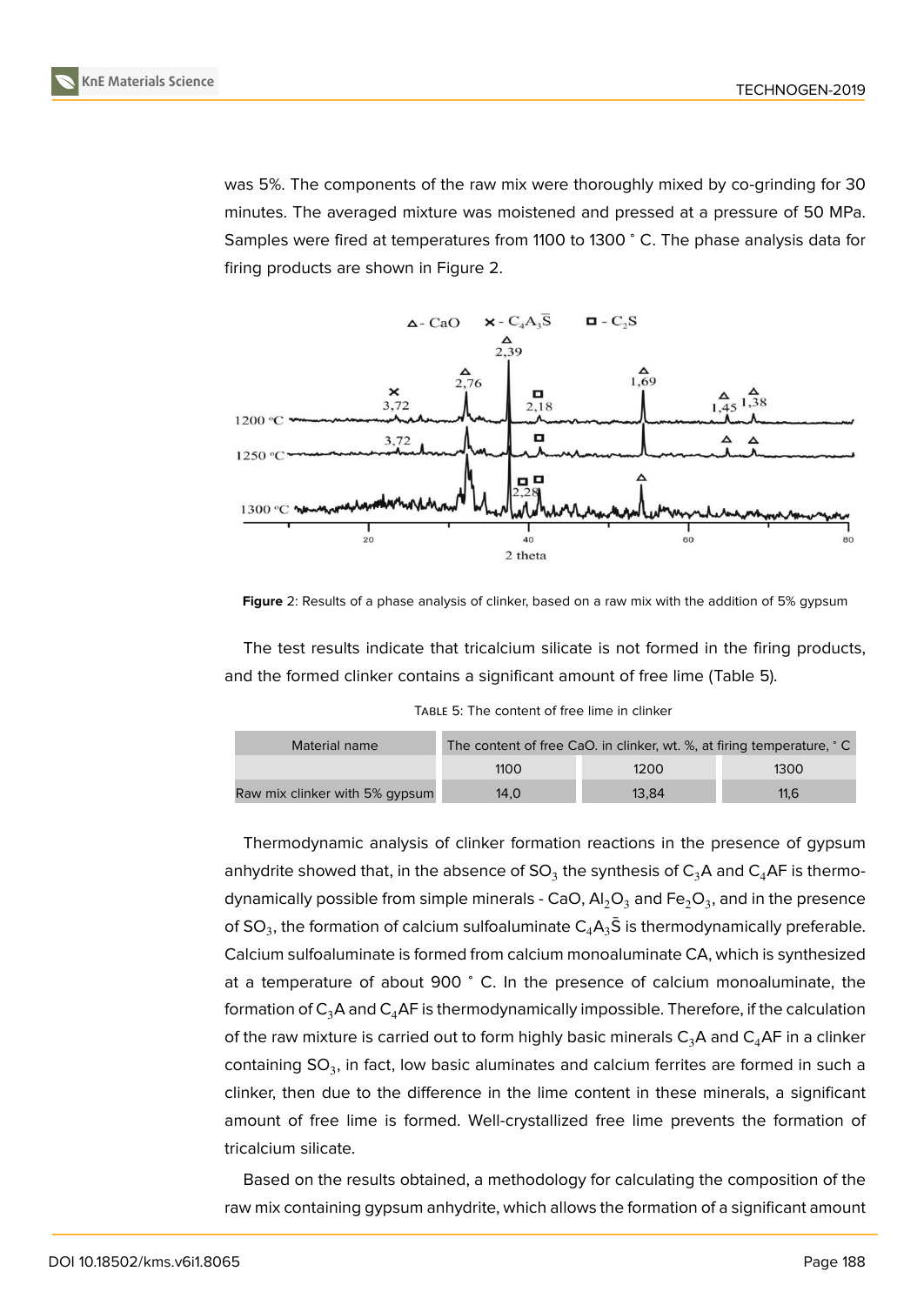was 5%. The components of the raw mix were thoroughly mixed by co-grinding for 30 minutes. The averaged mixture was moistened and pressed at a pressure of 50 MPa. Samples were fired at temperatures from 1100 to 1300 ˚ C. The phase analysis data for firing products are shown in Figure 2.

**Figure** 2: Results of a phase analysis of clinker, based on a raw mix with the addition of 5% gypsum

The test results indicate that tricalcium silicate is not formed in the firing products, and the formed clinker contains a significant amount of free lime (Table 5).

Table 5: The content of free lime in clinker

| Material name | The content of free CaO. in clinker, wt. %, at firing temperature, ˚ C | | |
|---|---|---|---|
| | 1100 | 1200 | 1300 |
| Raw mix clinker with 5% gypsum | 14,0 | 13,84 | 11,6 |

Thermodynamic analysis of clinker formation reactions in the presence of gypsum anhydrite showed that, in the absence of $SO_3$ the synthesis of $C_3A$ and $C_4AF$ is thermodynamically possible from simple minerals - CaO, $Al_2O_3$ and $Fe_2O_3$, and in the presence of $SO_3$, the formation of calcium sulfoaluminate $C_4A_3\bar{S}$ is thermodynamically preferable. Calcium sulfoaluminate is formed from calcium monoaluminate CA, which is synthesized at a temperature of about 900 ˚ C. In the presence of calcium monoaluminate, the formation of $C_3A$ and $C_4AF$ is thermodynamically impossible. Therefore, if the calculation of the raw mixture is carried out to form highly basic minerals $C_3A$ and $C_4AF$ in a clinker containing $SO_3$, in fact, low basic aluminates and calcium ferrites are formed in such a clinker, then due to the difference in the lime content in these minerals, a significant amount of free lime is formed. Well-crystallized free lime prevents the formation of tricalcium silicate.

Based on the results obtained, a methodology for calculating the composition of the raw mix containing gypsum anhydrite, which allows the formation of a significant amount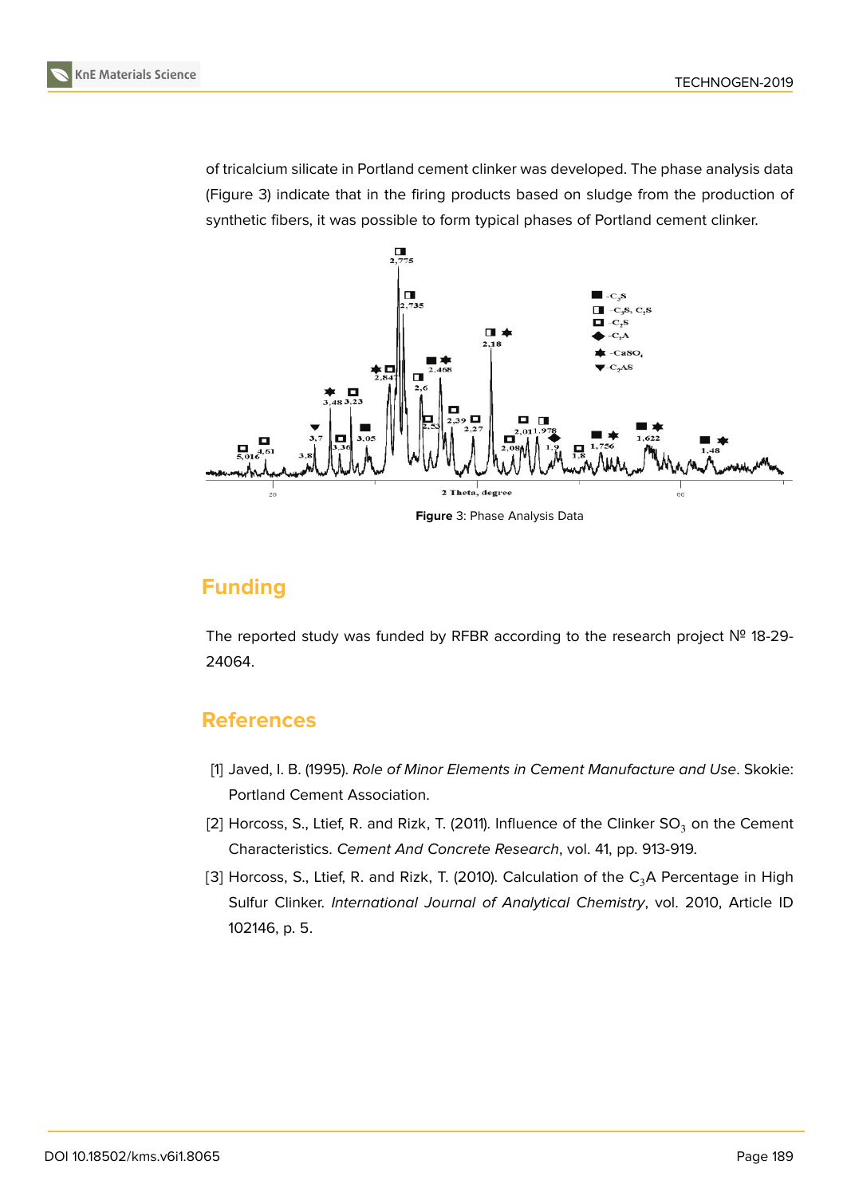of tricalcium silicate in Portland cement clinker was developed. The phase analysis data (Figure 3) indicate that in the firing products based on sludge from the production of synthetic fibers, it was possible to form typical phases of Portland cement clinker.

-$C_3S$
-$C_3S$, $C_2S$
-$C_2S$
-$C_3A$
-$CaSO_4$
-$C_2AS$

2,775
2,735
2,18
2,468
2,847
2,6
3,48
3,23
2,39
2,27
2,33
3,7
3,05
3,36
2,011
1,978
2,08
1,9
1,8
1,756
1,622
1,48
5,016
4,61
3,8

20
2 Theta, degree
60

**Figure** 3: Phase Analysis Data

## Funding

The reported study was funded by RFBR according to the research project № 18-29-24064.

## References

[1] Javed, I. B. (1995). *Role of Minor Elements in Cement Manufacture and Use*. Skokie: Portland Cement Association.

[2] Horcoss, S., Ltief, R. and Rizk, T. (2011). Influence of the Clinker $SO_3$ on the Cement Characteristics. *Cement And Concrete Research*, vol. 41, pp. 913-919.

[3] Horcoss, S., Ltief, R. and Rizk, T. (2010). Calculation of the $C_3A$ Percentage in High Sulfur Clinker. *International Journal of Analytical Chemistry*, vol. 2010, Article ID 102146, p. 5.